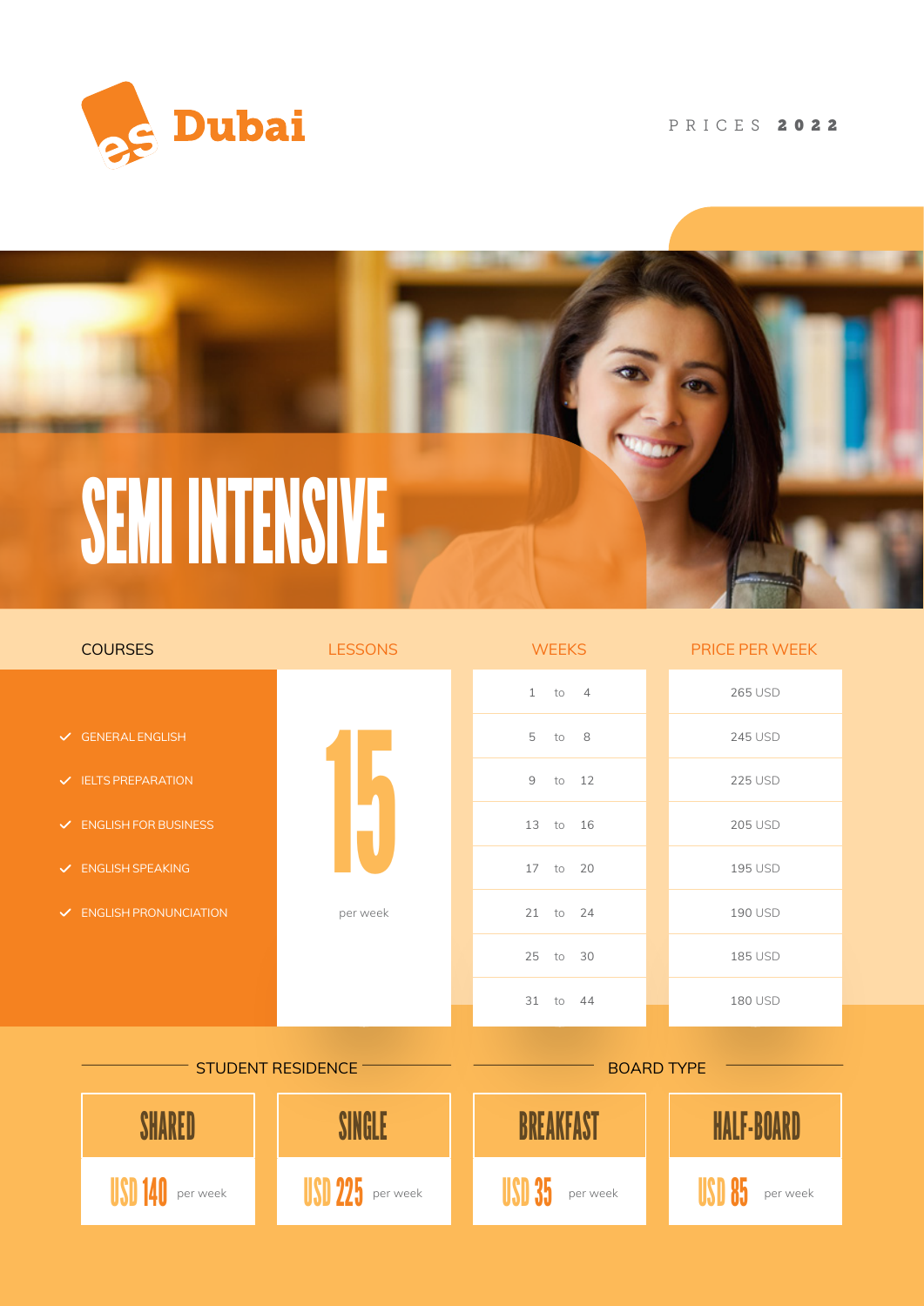# es Dubai

PRICES **2022**

# SEMI INTENSIVE

| COURSES | LESSONS | WEEKS | PRICE PER WEEK |
|---|---|---|---|
| ✓ GENERAL ENGLISH<br>✓ IELTS PREPARATION<br>✓ ENGLISH FOR BUSINESS<br>✓ ENGLISH SPEAKING<br>✓ ENGLISH PRONUNCIATION | 15 per week | 1 to 4 | 265 USD |
| | | 5 to 8 | 245 USD |
| | | 9 to 12 | 225 USD |
| | | 13 to 16 | 205 USD |
| | | 17 to 20 | 195 USD |
| | | 21 to 24 | 190 USD |
| | | 25 to 30 | 185 USD |
| | | 31 to 44 | 180 USD |

## STUDENT RESIDENCE

| SHARED | SINGLE |
|---|---|
| USD 140 per week | USD 225 per week |

## BOARD TYPE

| BREAKFAST | HALF-BOARD |
|---|---|
| USD 35 per week | USD 85 per week |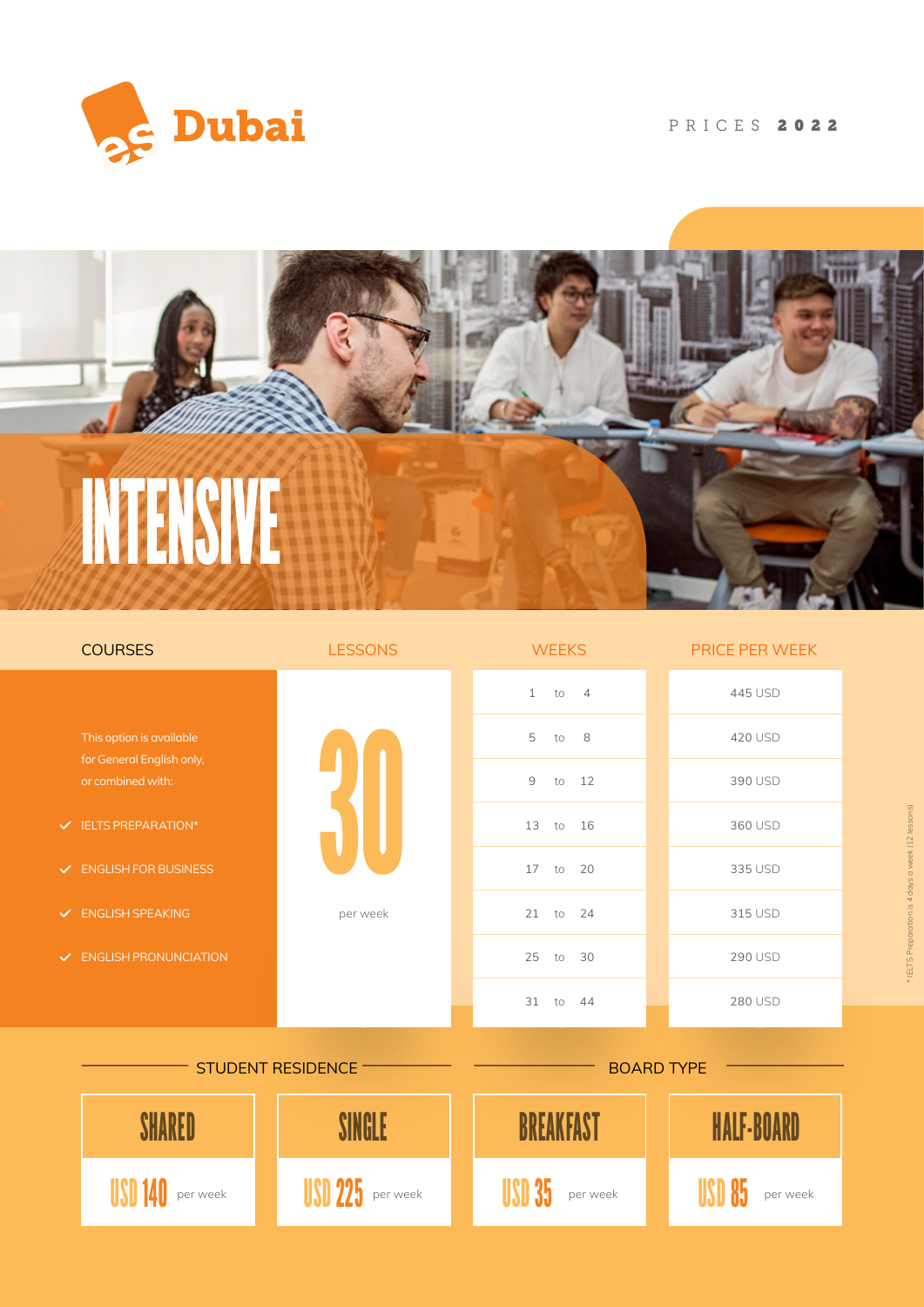# Dubai

PRICES **2022**

## INTENSIVE

| COURSES | LESSONS | WEEKS | PRICE PER WEEK |
|---|---|---|---|
| This option is available for General English only, or combined with: | 30 per week | 1 to 4 | 445 USD |
| ✓ IELTS PREPARATION* | | 5 to 8 | 420 USD |
| ✓ ENGLISH FOR BUSINESS | | 9 to 12 | 390 USD |
| ✓ ENGLISH SPEAKING | | 13 to 16 | 360 USD |
| ✓ ENGLISH PRONUNCIATION | | 17 to 20 | 335 USD |
| | | 21 to 24 | 315 USD |
| | | 25 to 30 | 290 USD |
| | | 31 to 44 | 280 USD |

*IELTS Preparation is 4 days a week (12 lessons)

### STUDENT RESIDENCE

| SHARED | SINGLE |
|---|---|
| USD 140 per week | USD 225 per week |

### BOARD TYPE

| BREAKFAST | HALF-BOARD |
|---|---|
| USD 35 per week | USD 85 per week |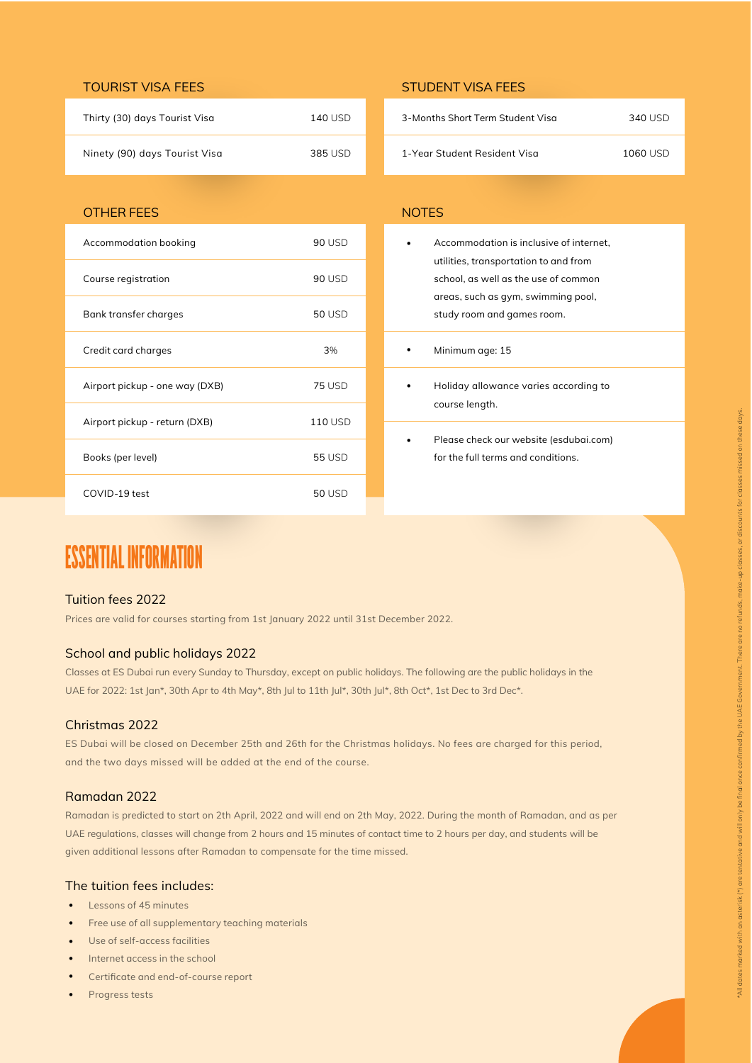## TOURIST VISA FEES

| | |
|---|---|
| Thirty (30) days Tourist Visa | 140 USD |
| Ninety (90) days Tourist Visa | 385 USD |

## STUDENT VISA FEES

| | |
|---|---|
| 3-Months Short Term Student Visa | 340 USD |
| 1-Year Student Resident Visa | 1060 USD |

## OTHER FEES

| | |
|---|---|
| Accommodation booking | 90 USD |
| Course registration | 90 USD |
| Bank transfer charges | 50 USD |
| Credit card charges | 3% |
| Airport pickup - one way (DXB) | 75 USD |
| Airport pickup - return (DXB) | 110 USD |
| Books (per level) | 55 USD |
| COVID-19 test | 50 USD |

## NOTES

- Accommodation is inclusive of internet, utilities, transportation to and from school, as well as the use of common areas, such as gym, swimming pool, study room and games room.
- Minimum age: 15
- Holiday allowance varies according to course length.
- Please check our website (esdubai.com) for the full terms and conditions.

# ESSENTIAL INFORMATION

### Tuition fees 2022

Prices are valid for courses starting from 1st January 2022 until 31st December 2022.

### School and public holidays 2022

Classes at ES Dubai run every Sunday to Thursday, except on public holidays. The following are the public holidays in the UAE for 2022: 1st Jan*, 30th Apr to 4th May*, 8th Jul to 11th Jul*, 30th Jul*, 8th Oct*, 1st Dec to 3rd Dec*.

### Christmas 2022

ES Dubai will be closed on December 25th and 26th for the Christmas holidays. No fees are charged for this period, and the two days missed will be added at the end of the course.

### Ramadan 2022

Ramadan is predicted to start on 2th April, 2022 and will end on 2th May, 2022. During the month of Ramadan, and as per UAE regulations, classes will change from 2 hours and 15 minutes of contact time to 2 hours per day, and students will be given additional lessons after Ramadan to compensate for the time missed.

### The tuition fees includes:

- Lessons of 45 minutes
- Free use of all supplementary teaching materials
- Use of self-access facilities
- Internet access in the school
- Certificate and end-of-course report
- Progress tests

*All dates marked with an asterisk (*) are tentative and will only be final once confirmed by the UAE Government. There are no refunds, make-up classes, or discounts for classes missed on these days.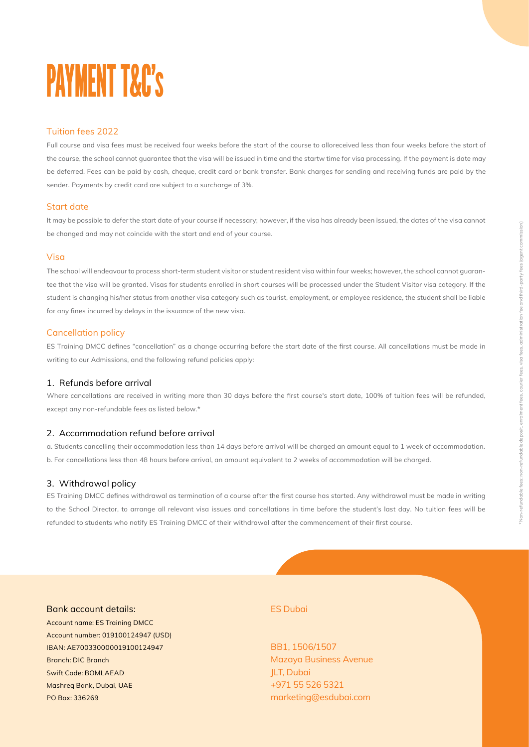# PAYMENT T&C's

## Tuition fees 2022

Full course and visa fees must be received four weeks before the start of the course to alloreceived less than four weeks before the start of the course, the school cannot guarantee that the visa will be issued in time and the startw time for visa processing. If the payment is date may be deferred. Fees can be paid by cash, cheque, credit card or bank transfer. Bank charges for sending and receiving funds are paid by the sender. Payments by credit card are subject to a surcharge of 3%.

## Start date

It may be possible to defer the start date of your course if necessary; however, if the visa has already been issued, the dates of the visa cannot be changed and may not coincide with the start and end of your course.

## Visa

The school will endeavour to process short-term student visitor or student resident visa within four weeks; however, the school cannot guarantee that the visa will be granted. Visas for students enrolled in short courses will be processed under the Student Visitor visa category. If the student is changing his/her status from another visa category such as tourist, employment, or employee residence, the student shall be liable for any fines incurred by delays in the issuance of the new visa.

## Cancellation policy

ES Training DMCC defines "cancellation" as a change occurring before the start date of the first course. All cancellations must be made in writing to our Admissions, and the following refund policies apply:

### 1. Refunds before arrival

Where cancellations are received in writing more than 30 days before the first course's start date, 100% of tuition fees will be refunded, except any non-refundable fees as listed below.*

### 2. Accommodation refund before arrival

a. Students cancelling their accommodation less than 14 days before arrival will be charged an amount equal to 1 week of accommodation.

b. For cancellations less than 48 hours before arrival, an amount equivalent to 2 weeks of accommodation will be charged.

### 3. Withdrawal policy

ES Training DMCC defines withdrawal as termination of a course after the first course has started. Any withdrawal must be made in writing to the School Director, to arrange all relevant visa issues and cancellations in time before the student's last day. No tuition fees will be refunded to students who notify ES Training DMCC of their withdrawal after the commencement of their first course.

*Non-refundable fees: non-refundable deposit, enrolment fees, courier fees, visa fees, administration fee and third-party fees (agent commission)

**Bank account details:**

Account name: ES Training DMCC
Account number: 019100124947 (USD)
IBAN: AE700330000019100124947
Branch: DIC Branch
Swift Code: BOMLAEAD
Mashreq Bank, Dubai, UAE
PO Box: 336269

ES Dubai

BB1, 1506/1507
Mazaya Business Avenue
JLT, Dubai
+971 55 526 5321
marketing@esdubai.com